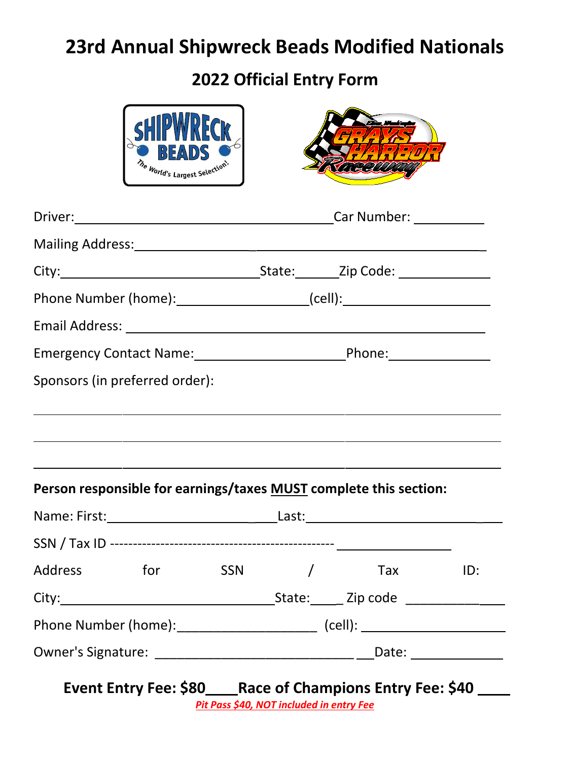# 23rd Annual Shipwreck Beads Modified Nationals

## 2022 Official Entry Form

Driver:________________________________________Car Number: __________

Mailing Address:____________________________________________________

City:______________________________State:______Zip Code: _____________

Phone Number (home):__________________(cell):_____________________

Email Address: _____________________________________________________

Emergency Contact Name:______________________Phone:______________

Sponsors (in preferred order):

_____________________________________________________________________

_____________________________________________________________________

_____________________________________________________________________

**Person responsible for earnings/taxes MUST complete this section:**

Name: First:_________________________Last:___________________________

SSN / Tax ID ---------------------------------------------- ________________

Address for SSN / Tax ID:

City:________________________________State:_____ Zip code ______________

Phone Number (home):____________________ (cell): ______________________

Owner's Signature: _______________________________Date: _____________

**Event Entry Fee: $80____Race of Champions Entry Fee: $40 ____**

*Pit Pass $40, NOT included in entry Fee*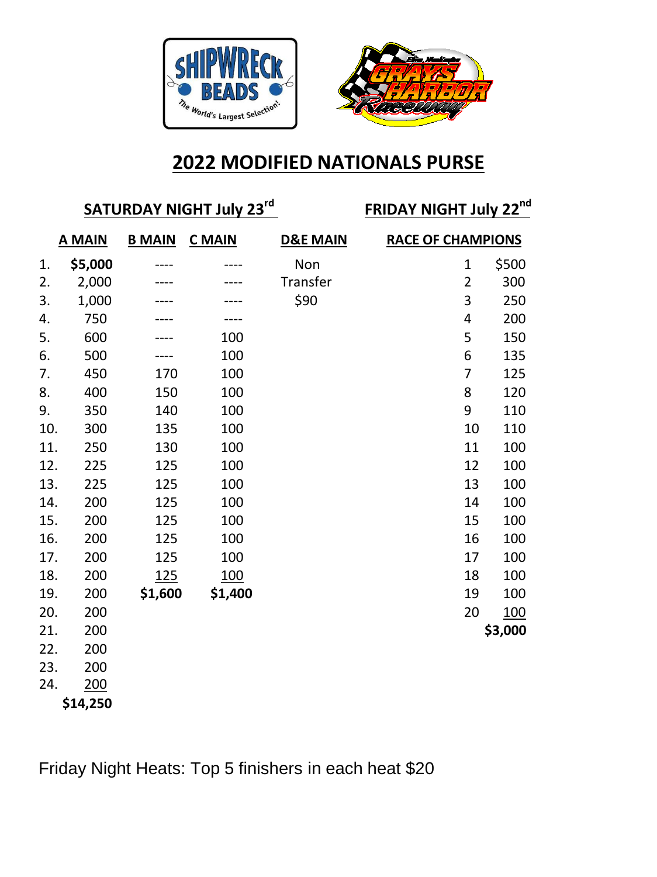# 2022 MODIFIED NATIONALS PURSE

## SATURDAY NIGHT July 23rd

| | A MAIN | B MAIN | C MAIN | D&E MAIN |
|---|---|---|---|---|
| 1. | **$5,000** | ---- | ---- | Non |
| 2. | 2,000 | ---- | ---- | Transfer |
| 3. | 1,000 | ---- | ---- | $90 |
| 4. | 750 | ---- | ---- | |
| 5. | 600 | ---- | 100 | |
| 6. | 500 | ---- | 100 | |
| 7. | 450 | 170 | 100 | |
| 8. | 400 | 150 | 100 | |
| 9. | 350 | 140 | 100 | |
| 10. | 300 | 135 | 100 | |
| 11. | 250 | 130 | 100 | |
| 12. | 225 | 125 | 100 | |
| 13. | 225 | 125 | 100 | |
| 14. | 200 | 125 | 100 | |
| 15. | 200 | 125 | 100 | |
| 16. | 200 | 125 | 100 | |
| 17. | 200 | 125 | 100 | |
| 18. | 200 | 125 | 100 | |
| 19. | 200 | **$1,600** | **$1,400** | |
| 20. | 200 | | | |
| 21. | 200 | | | |
| 22. | 200 | | | |
| 23. | 200 | | | |
| 24. | 200 | | | |
| | **$14,250** | | | |

## FRIDAY NIGHT July 22nd

| RACE OF CHAMPIONS | |
|---|---|
| 1 | $500 |
| 2 | 300 |
| 3 | 250 |
| 4 | 200 |
| 5 | 150 |
| 6 | 135 |
| 7 | 125 |
| 8 | 120 |
| 9 | 110 |
| 10 | 110 |
| 11 | 100 |
| 12 | 100 |
| 13 | 100 |
| 14 | 100 |
| 15 | 100 |
| 16 | 100 |
| 17 | 100 |
| 18 | 100 |
| 19 | 100 |
| 20 | 100 |
| | **$3,000** |

Friday Night Heats: Top 5 finishers in each heat $20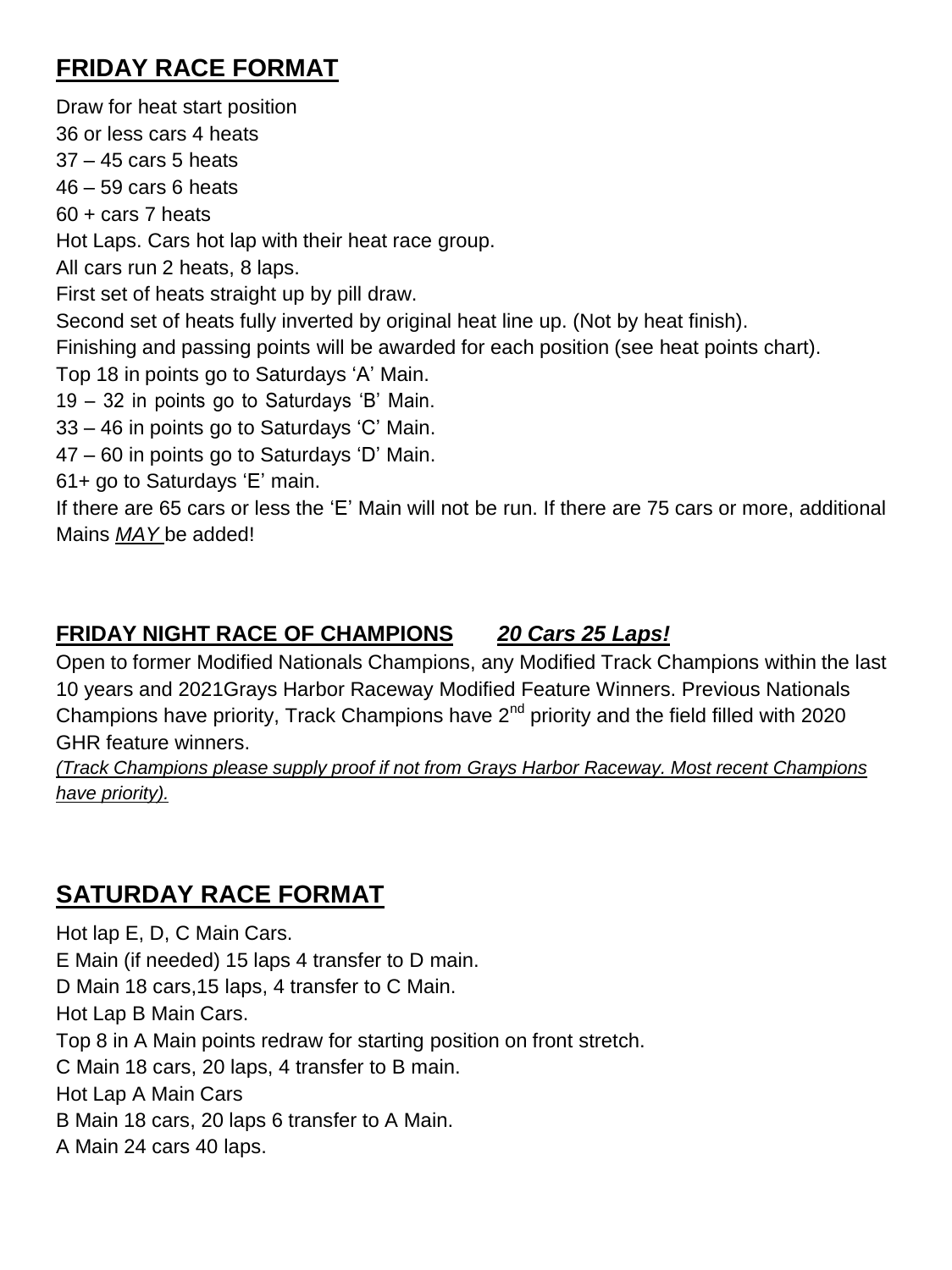## FRIDAY RACE FORMAT

Draw for heat start position
36 or less cars 4 heats
37 – 45 cars 5 heats
46 – 59 cars 6 heats
60 + cars 7 heats
Hot Laps. Cars hot lap with their heat race group.
All cars run 2 heats, 8 laps.
First set of heats straight up by pill draw.
Second set of heats fully inverted by original heat line up. (Not by heat finish).
Finishing and passing points will be awarded for each position (see heat points chart).
Top 18 in points go to Saturdays 'A' Main.
19 – 32 in points go to Saturdays 'B' Main.
33 – 46 in points go to Saturdays 'C' Main.
47 – 60 in points go to Saturdays 'D' Main.
61+ go to Saturdays 'E' main.
If there are 65 cars or less the 'E' Main will not be run. If there are 75 cars or more, additional Mains *MAY* be added!

### FRIDAY NIGHT RACE OF CHAMPIONS *20 Cars 25 Laps!*

Open to former Modified Nationals Champions, any Modified Track Champions within the last 10 years and 2021Grays Harbor Raceway Modified Feature Winners. Previous Nationals Champions have priority, Track Champions have 2nd priority and the field filled with 2020 GHR feature winners.

*(Track Champions please supply proof if not from Grays Harbor Raceway. Most recent Champions have priority).*

## SATURDAY RACE FORMAT

Hot lap E, D, C Main Cars.
E Main (if needed) 15 laps 4 transfer to D main.
D Main 18 cars,15 laps, 4 transfer to C Main.
Hot Lap B Main Cars.
Top 8 in A Main points redraw for starting position on front stretch.
C Main 18 cars, 20 laps, 4 transfer to B main.
Hot Lap A Main Cars
B Main 18 cars, 20 laps 6 transfer to A Main.
A Main 24 cars 40 laps.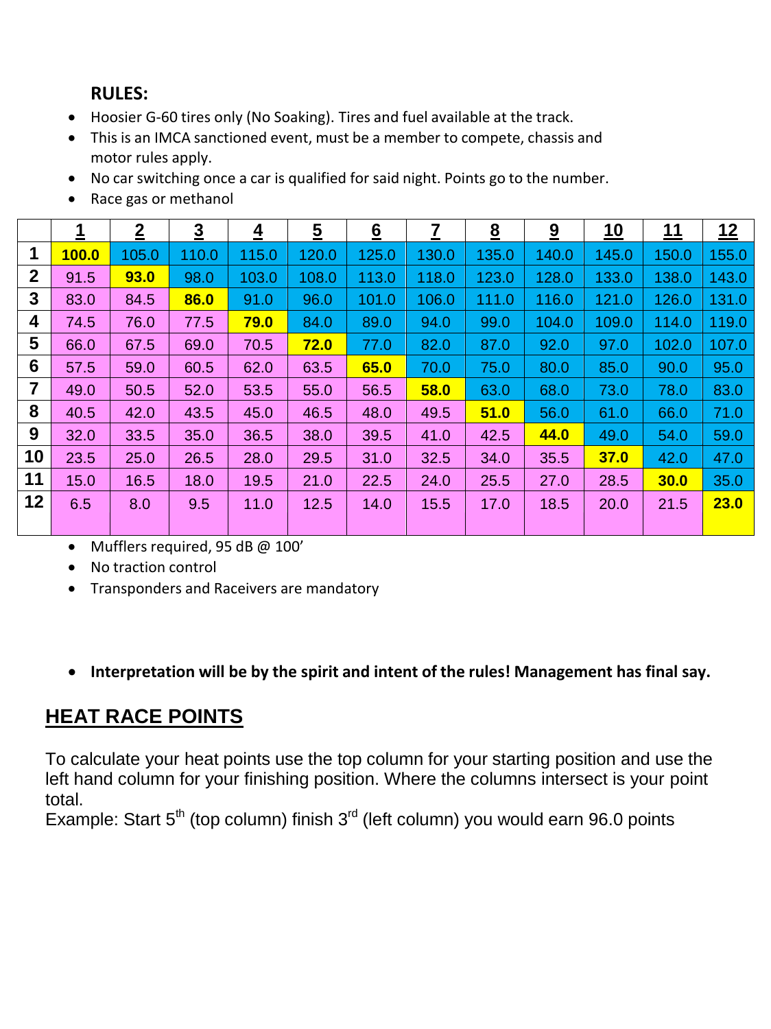**RULES:**

- Hoosier G-60 tires only (No Soaking). Tires and fuel available at the track.
- This is an IMCA sanctioned event, must be a member to compete, chassis and motor rules apply.
- No car switching once a car is qualified for said night. Points go to the number.
- Race gas or methanol

| | 1 | 2 | 3 | 4 | 5 | 6 | 7 | 8 | 9 | 10 | 11 | 12 |
|---|---|---|---|---|---|---|---|---|---|---|---|---|
| **1** | **100.0** | 105.0 | 110.0 | 115.0 | 120.0 | 125.0 | 130.0 | 135.0 | 140.0 | 145.0 | 150.0 | 155.0 |
| **2** | 91.5 | **93.0** | 98.0 | 103.0 | 108.0 | 113.0 | 118.0 | 123.0 | 128.0 | 133.0 | 138.0 | 143.0 |
| **3** | 83.0 | 84.5 | **86.0** | 91.0 | 96.0 | 101.0 | 106.0 | 111.0 | 116.0 | 121.0 | 126.0 | 131.0 |
| **4** | 74.5 | 76.0 | 77.5 | **79.0** | 84.0 | 89.0 | 94.0 | 99.0 | 104.0 | 109.0 | 114.0 | 119.0 |
| **5** | 66.0 | 67.5 | 69.0 | 70.5 | **72.0** | 77.0 | 82.0 | 87.0 | 92.0 | 97.0 | 102.0 | 107.0 |
| **6** | 57.5 | 59.0 | 60.5 | 62.0 | 63.5 | **65.0** | 70.0 | 75.0 | 80.0 | 85.0 | 90.0 | 95.0 |
| **7** | 49.0 | 50.5 | 52.0 | 53.5 | 55.0 | 56.5 | **58.0** | 63.0 | 68.0 | 73.0 | 78.0 | 83.0 |
| **8** | 40.5 | 42.0 | 43.5 | 45.0 | 46.5 | 48.0 | 49.5 | **51.0** | 56.0 | 61.0 | 66.0 | 71.0 |
| **9** | 32.0 | 33.5 | 35.0 | 36.5 | 38.0 | 39.5 | 41.0 | 42.5 | **44.0** | 49.0 | 54.0 | 59.0 |
| **10** | 23.5 | 25.0 | 26.5 | 28.0 | 29.5 | 31.0 | 32.5 | 34.0 | 35.5 | **37.0** | 42.0 | 47.0 |
| **11** | 15.0 | 16.5 | 18.0 | 19.5 | 21.0 | 22.5 | 24.0 | 25.5 | 27.0 | 28.5 | **30.0** | 35.0 |
| **12** | 6.5 | 8.0 | 9.5 | 11.0 | 12.5 | 14.0 | 15.5 | 17.0 | 18.5 | 20.0 | 21.5 | **23.0** |

- Mufflers required, 95 dB @ 100'
- No traction control
- Transponders and Raceivers are mandatory

- **Interpretation will be by the spirit and intent of the rules! Management has final say.**

## HEAT RACE POINTS

To calculate your heat points use the top column for your starting position and use the left hand column for your finishing position. Where the columns intersect is your point total.
Example: Start 5th (top column) finish 3rd (left column) you would earn 96.0 points